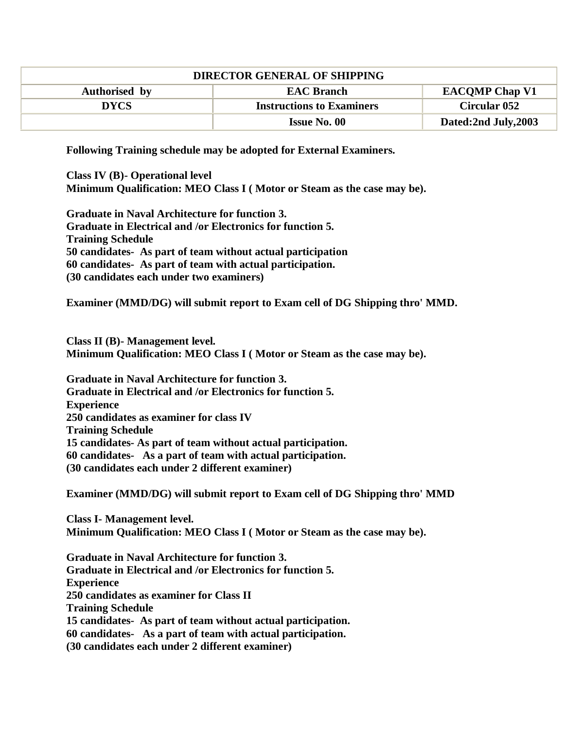| DIRECTOR GENERAL OF SHIPPING | | |
|---|---|---|
| **Authorised by** | **EAC Branch** | **EACQMP Chap V1** |
| **DYCS** | **Instructions to Examiners** | **Circular 052** |
| | **Issue No. 00** | **Dated:2nd July,2003** |

**Following Training schedule may be adopted for External Examiners.**

**Class IV (B)- Operational level**
**Minimum Qualification: MEO Class I ( Motor or Steam as the case may be).**

**Graduate in Naval Architecture for function 3.**
**Graduate in Electrical and /or Electronics for function 5.**
**Training Schedule**
**50 candidates- As part of team without actual participation**
**60 candidates- As part of team with actual participation.**
**(30 candidates each under two examiners)**

**Examiner (MMD/DG) will submit report to Exam cell of DG Shipping thro' MMD.**

**Class II (B)- Management level.**
**Minimum Qualification: MEO Class I ( Motor or Steam as the case may be).**

**Graduate in Naval Architecture for function 3.**
**Graduate in Electrical and /or Electronics for function 5.**
**Experience**
**250 candidates as examiner for class IV**
**Training Schedule**
**15 candidates- As part of team without actual participation.**
**60 candidates- As a part of team with actual participation.**
**(30 candidates each under 2 different examiner)**

**Examiner (MMD/DG) will submit report to Exam cell of DG Shipping thro' MMD**

**Class I- Management level.**
**Minimum Qualification: MEO Class I ( Motor or Steam as the case may be).**

**Graduate in Naval Architecture for function 3.**
**Graduate in Electrical and /or Electronics for function 5.**
**Experience**
**250 candidates as examiner for Class II**
**Training Schedule**
**15 candidates- As part of team without actual participation.**
**60 candidates- As a part of team with actual participation.**
**(30 candidates each under 2 different examiner)**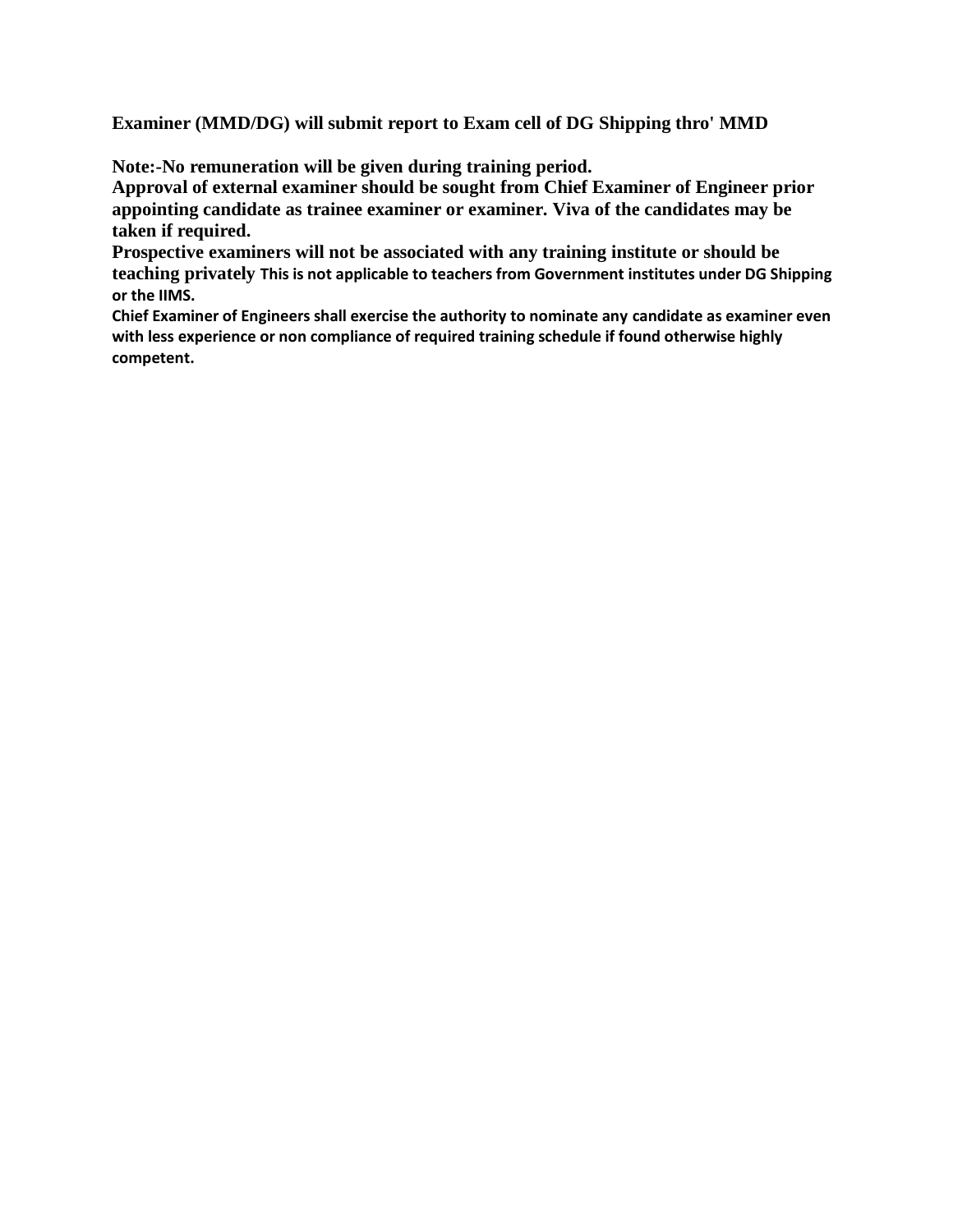**Examiner (MMD/DG) will submit report to Exam cell of DG Shipping thro' MMD**

**Note:-No remuneration will be given during training period.**

**Approval of external examiner should be sought from Chief Examiner of Engineer prior appointing candidate as trainee examiner or examiner. Viva of the candidates may be taken if required.**

**Prospective examiners will not be associated with any training institute or should be teaching privately This is not applicable to teachers from Government institutes under DG Shipping or the IIMS.**

**Chief Examiner of Engineers shall exercise the authority to nominate any candidate as examiner even with less experience or non compliance of required training schedule if found otherwise highly competent.**